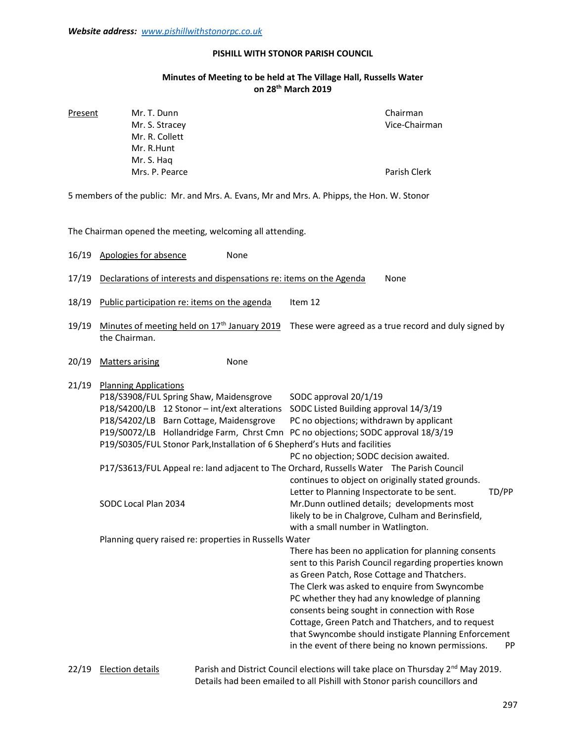***Website address:*** *www.pishillwithstonorpc.co.uk*

**PISHILL WITH STONOR PARISH COUNCIL**

**Minutes of Meeting to be held at The Village Hall, Russells Water on 28th March 2019**

| Present | | |
|---|---|---|
| | Mr. T. Dunn | Chairman |
| | Mr. S. Stracey | Vice-Chairman |
| | Mr. R. Collett | |
| | Mr. R.Hunt | |
| | Mr. S. Haq | |
| | Mrs. P. Pearce | Parish Clerk |

5 members of the public: Mr. and Mrs. A. Evans, Mr and Mrs. A. Phipps, the Hon. W. Stonor

The Chairman opened the meeting, welcoming all attending.

16/19 Apologies for absence — None

17/19 Declarations of interests and dispensations re: items on the Agenda — None

18/19 Public participation re: items on the agenda — Item 12

19/19 Minutes of meeting held on 17th January 2019 — These were agreed as a true record and duly signed by the Chairman.

20/19 Matters arising — None

21/19 Planning Applications

P18/S3908/FUL Spring Shaw, Maidensgrove — SODC approval 20/1/19

P18/S4200/LB 12 Stonor – int/ext alterations — SODC Listed Building approval 14/3/19

P18/S4202/LB Barn Cottage, Maidensgrove — PC no objections; withdrawn by applicant

P19/S0072/LB Hollandridge Farm, Chrst Cmn — PC no objections; SODC approval 18/3/19

P19/S0305/FUL Stonor Park,Installation of 6 Shepherd's Huts and facilities — PC no objection; SODC decision awaited.

P17/S3613/FUL Appeal re: land adjacent to The Orchard, Russells Water — The Parish Council continues to object on originally stated grounds. Letter to Planning Inspectorate to be sent. **TD/PP**

SODC Local Plan 2034 — Mr.Dunn outlined details; developments most likely to be in Chalgrove, Culham and Berinsfield, with a small number in Watlington.

Planning query raised re: properties in Russells Water — There has been no application for planning consents sent to this Parish Council regarding properties known as Green Patch, Rose Cottage and Thatchers. The Clerk was asked to enquire from Swyncombe PC whether they had any knowledge of planning consents being sought in connection with Rose Cottage, Green Patch and Thatchers, and to request that Swyncombe should instigate Planning Enforcement in the event of there being no known permissions. **PP**

22/19 Election details — Parish and District Council elections will take place on Thursday 2nd May 2019. Details had been emailed to all Pishill with Stonor parish councillors and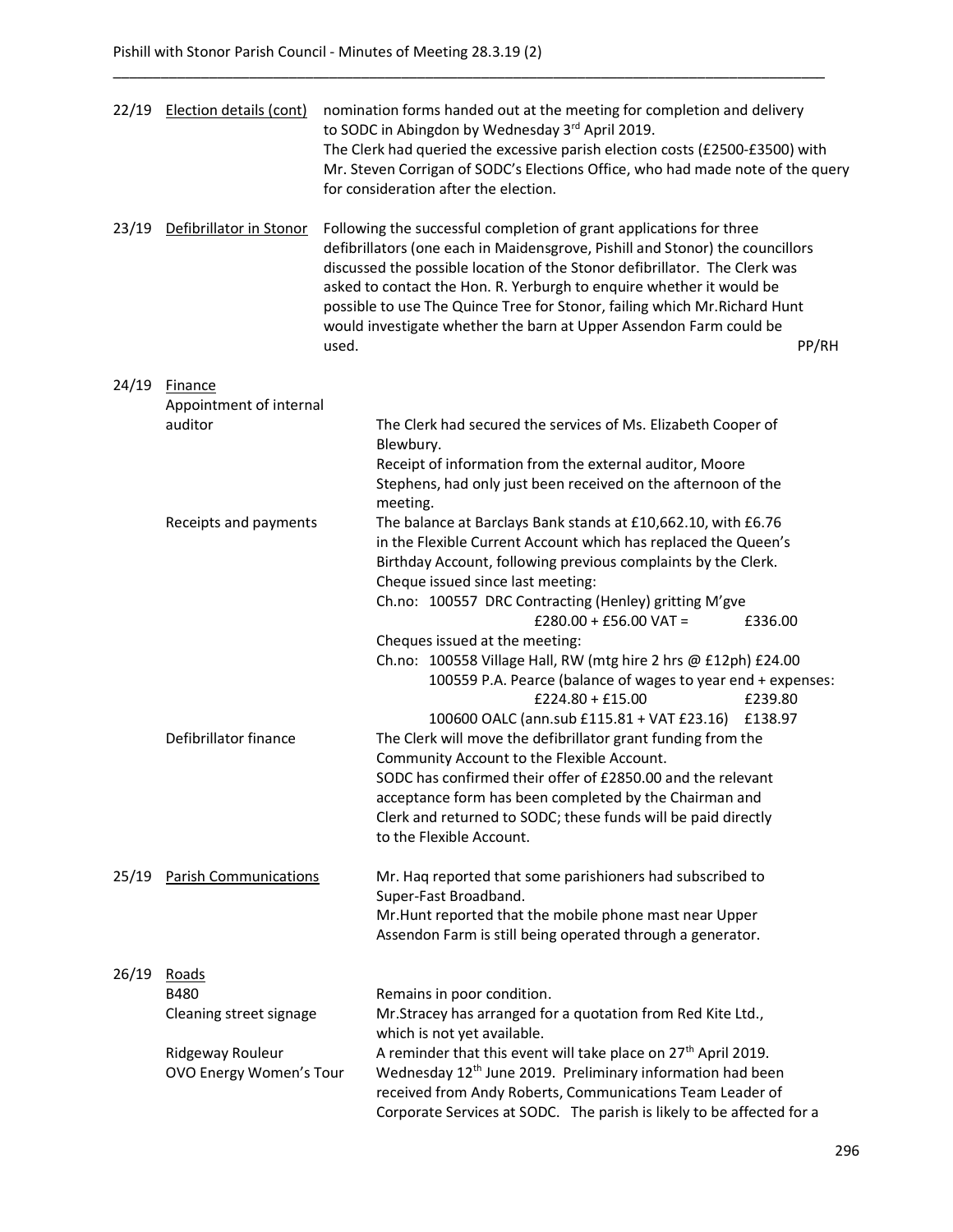| | | |
|---|---|---|
| 22/19 | Election details (cont) | nomination forms handed out at the meeting for completion and delivery to SODC in Abingdon by Wednesday 3rd April 2019. The Clerk had queried the excessive parish election costs (£2500-£3500) with Mr. Steven Corrigan of SODC's Elections Office, who had made note of the query for consideration after the election. |
| 23/19 | Defibrillator in Stonor | Following the successful completion of grant applications for three defibrillators (one each in Maidensgrove, Pishill and Stonor) the councillors discussed the possible location of the Stonor defibrillator. The Clerk was asked to contact the Hon. R. Yerburgh to enquire whether it would be possible to use The Quince Tree for Stonor, failing which Mr.Richard Hunt would investigate whether the barn at Upper Assendon Farm could be used. PP/RH |
| 24/19 | Finance | |
| | Appointment of internal auditor | The Clerk had secured the services of Ms. Elizabeth Cooper of Blewbury. Receipt of information from the external auditor, Moore Stephens, had only just been received on the afternoon of the meeting. |
| | Receipts and payments | The balance at Barclays Bank stands at £10,662.10, with £6.76 in the Flexible Current Account which has replaced the Queen's Birthday Account, following previous complaints by the Clerk.<br>Cheque issued since last meeting:<br>Ch.no: 100557 DRC Contracting (Henley) gritting M'gve £280.00 + £56.00 VAT = £336.00<br>Cheques issued at the meeting:<br>Ch.no: 100558 Village Hall, RW (mtg hire 2 hrs @ £12ph) £24.00<br>100559 P.A. Pearce (balance of wages to year end + expenses: £224.80 + £15.00 £239.80<br>100600 OALC (ann.sub £115.81 + VAT £23.16) £138.97 |
| | Defibrillator finance | The Clerk will move the defibrillator grant funding from the Community Account to the Flexible Account. SODC has confirmed their offer of £2850.00 and the relevant acceptance form has been completed by the Chairman and Clerk and returned to SODC; these funds will be paid directly to the Flexible Account. |
| 25/19 | Parish Communications | Mr. Haq reported that some parishioners had subscribed to Super-Fast Broadband. Mr.Hunt reported that the mobile phone mast near Upper Assendon Farm is still being operated through a generator. |
| 26/19 | Roads | |
| | B480 | Remains in poor condition. |
| | Cleaning street signage | Mr.Stracey has arranged for a quotation from Red Kite Ltd., which is not yet available. |
| | Ridgeway Rouleur | A reminder that this event will take place on 27th April 2019. |
| | OVO Energy Women's Tour | Wednesday 12th June 2019. Preliminary information had been received from Andy Roberts, Communications Team Leader of Corporate Services at SODC. The parish is likely to be affected for a |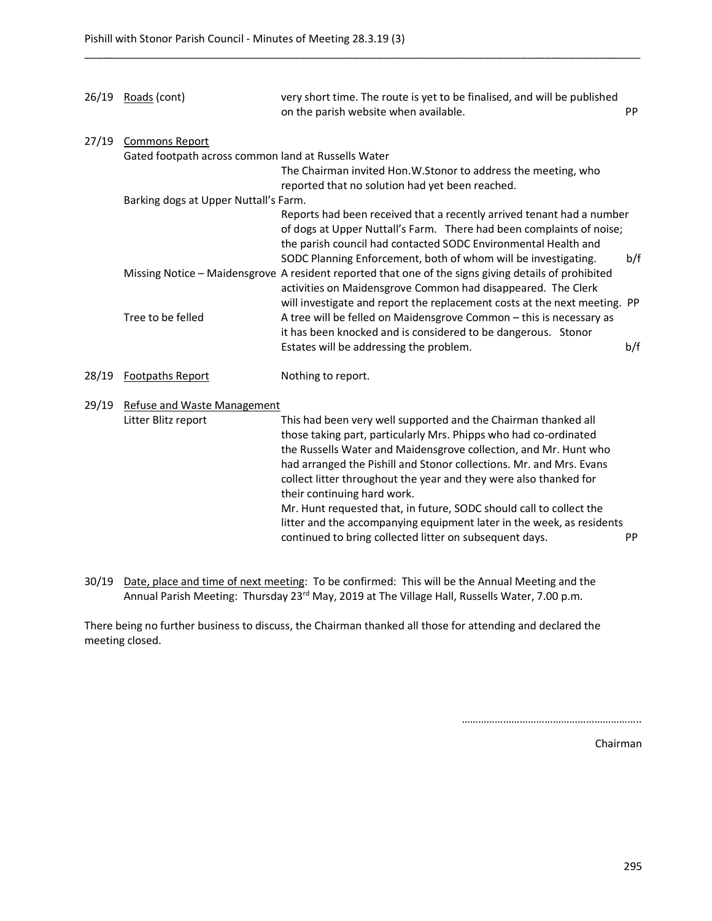| | | | |
|---|---|---|---|
| 26/19 | Roads (cont) | very short time. The route is yet to be finalised, and will be published on the parish website when available. | PP |
| 27/19 | Commons Report | | |
| | Gated footpath across common land at Russells Water | The Chairman invited Hon.W.Stonor to address the meeting, who reported that no solution had yet been reached. | |
| | Barking dogs at Upper Nuttall's Farm. | Reports had been received that a recently arrived tenant had a number of dogs at Upper Nuttall's Farm. There had been complaints of noise; the parish council had contacted SODC Environmental Health and SODC Planning Enforcement, both of whom will be investigating. | b/f |
| | Missing Notice – Maidensgrove | A resident reported that one of the signs giving details of prohibited activities on Maidensgrove Common had disappeared. The Clerk will investigate and report the replacement costs at the next meeting. | PP |
| | Tree to be felled | A tree will be felled on Maidensgrove Common – this is necessary as it has been knocked and is considered to be dangerous. Stonor Estates will be addressing the problem. | b/f |
| 28/19 | Footpaths Report | Nothing to report. | |
| 29/19 | Refuse and Waste Management | | |
| | Litter Blitz report | This had been very well supported and the Chairman thanked all those taking part, particularly Mrs. Phipps who had co-ordinated the Russells Water and Maidensgrove collection, and Mr. Hunt who had arranged the Pishill and Stonor collections. Mr. and Mrs. Evans collect litter throughout the year and they were also thanked for their continuing hard work.<br>Mr. Hunt requested that, in future, SODC should call to collect the litter and the accompanying equipment later in the week, as residents continued to bring collected litter on subsequent days. | PP |

30/19 Date, place and time of next meeting: To be confirmed: This will be the Annual Meeting and the Annual Parish Meeting: Thursday 23rd May, 2019 at The Village Hall, Russells Water, 7.00 p.m.

There being no further business to discuss, the Chairman thanked all those for attending and declared the meeting closed.

………………………………………………………..

Chairman